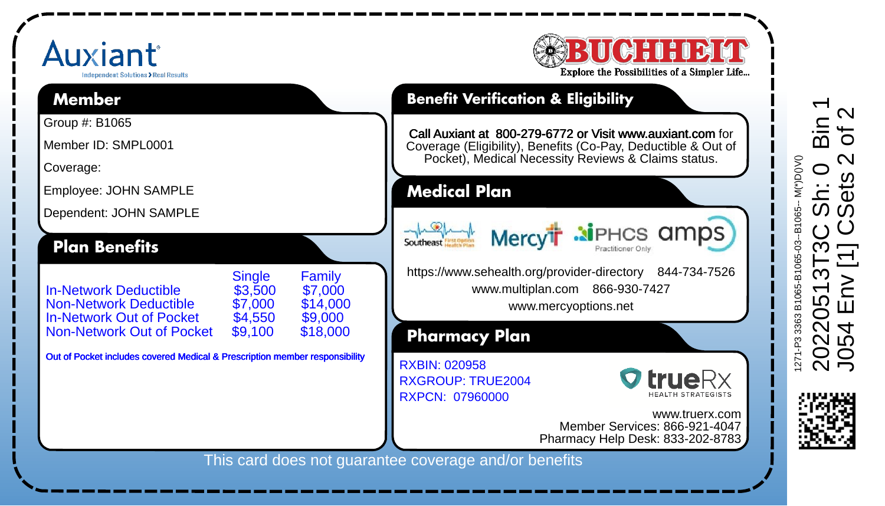Auxiant
Independent Solutions > Real Results

BUCHHEIT
Explore the Possibilities of a Simpler Life...

## Member

Group #: B1065

Member ID: SMPL0001

Coverage:

Employee: JOHN SAMPLE

Dependent: JOHN SAMPLE

## Plan Benefits

| | Single | Family |
|---|---|---|
| In-Network Deductible | $3,500 | $7,000 |
| Non-Network Deductible | $7,000 | $14,000 |
| In-Network Out of Pocket | $4,550 | $9,000 |
| Non-Network Out of Pocket | $9,100 | $18,000 |

Out of Pocket includes covered Medical & Prescription member responsibility

## Benefit Verification & Eligibility

**Call Auxiant at 800-279-6772 or Visit www.auxiant.com** for Coverage (Eligibility), Benefits (Co-Pay, Deductible & Out of Pocket), Medical Necessity Reviews & Claims status.

## Medical Plan

Southeast First Option Health Plan | Mercy | PHCS Practitioner Only | amps

https://www.sehealth.org/provider-directory 844-734-7526

www.multiplan.com 866-930-7427

www.mercyoptions.net

## Pharmacy Plan

RXBIN: 020958
RXGROUP: TRUE2004
RXPCN: 07960000

trueRX HEALTH STRATEGISTS

www.truerx.com
Member Services: 866-921-4047
Pharmacy Help Desk: 833-202-8783

This card does not guarantee coverage and/or benefits

1271-P3 3363 B1065-B1065-03--B1065-- M(*)D()V()
20220513T3C Sh: 0 Bin 1
J054 Env [1] CSets 2 of 2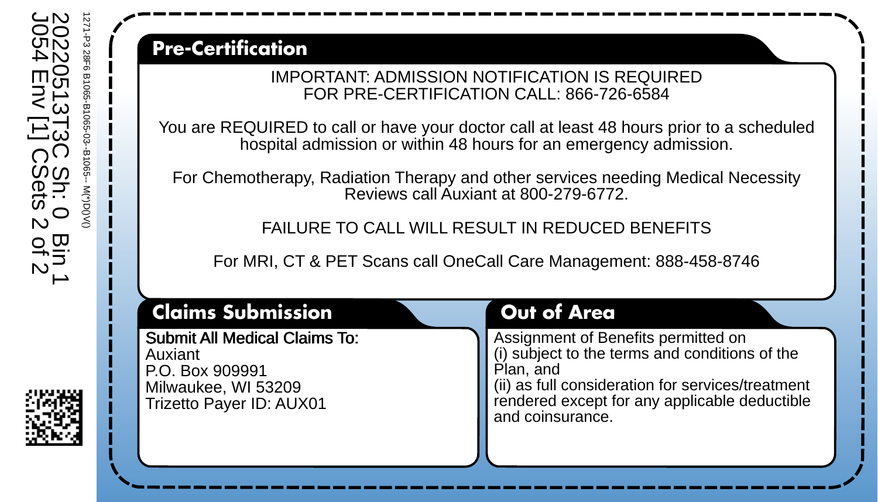## Pre-Certification

IMPORTANT: ADMISSION NOTIFICATION IS REQUIRED
FOR PRE-CERTIFICATION CALL: 866-726-6584

You are REQUIRED to call or have your doctor call at least 48 hours prior to a scheduled hospital admission or within 48 hours for an emergency admission.

For Chemotherapy, Radiation Therapy and other services needing Medical Necessity Reviews call Auxiant at 800-279-6772.

FAILURE TO CALL WILL RESULT IN REDUCED BENEFITS

For MRI, CT & PET Scans call OneCall Care Management: 888-458-8746

## Claims Submission

**Submit All Medical Claims To:**
Auxiant
P.O. Box 909991
Milwaukee, WI 53209
Trizetto Payer ID: AUX01

## Out of Area

Assignment of Benefits permitted on
(i) subject to the terms and conditions of the Plan, and
(ii) as full consideration for services/treatment rendered except for any applicable deductible and coinsurance.